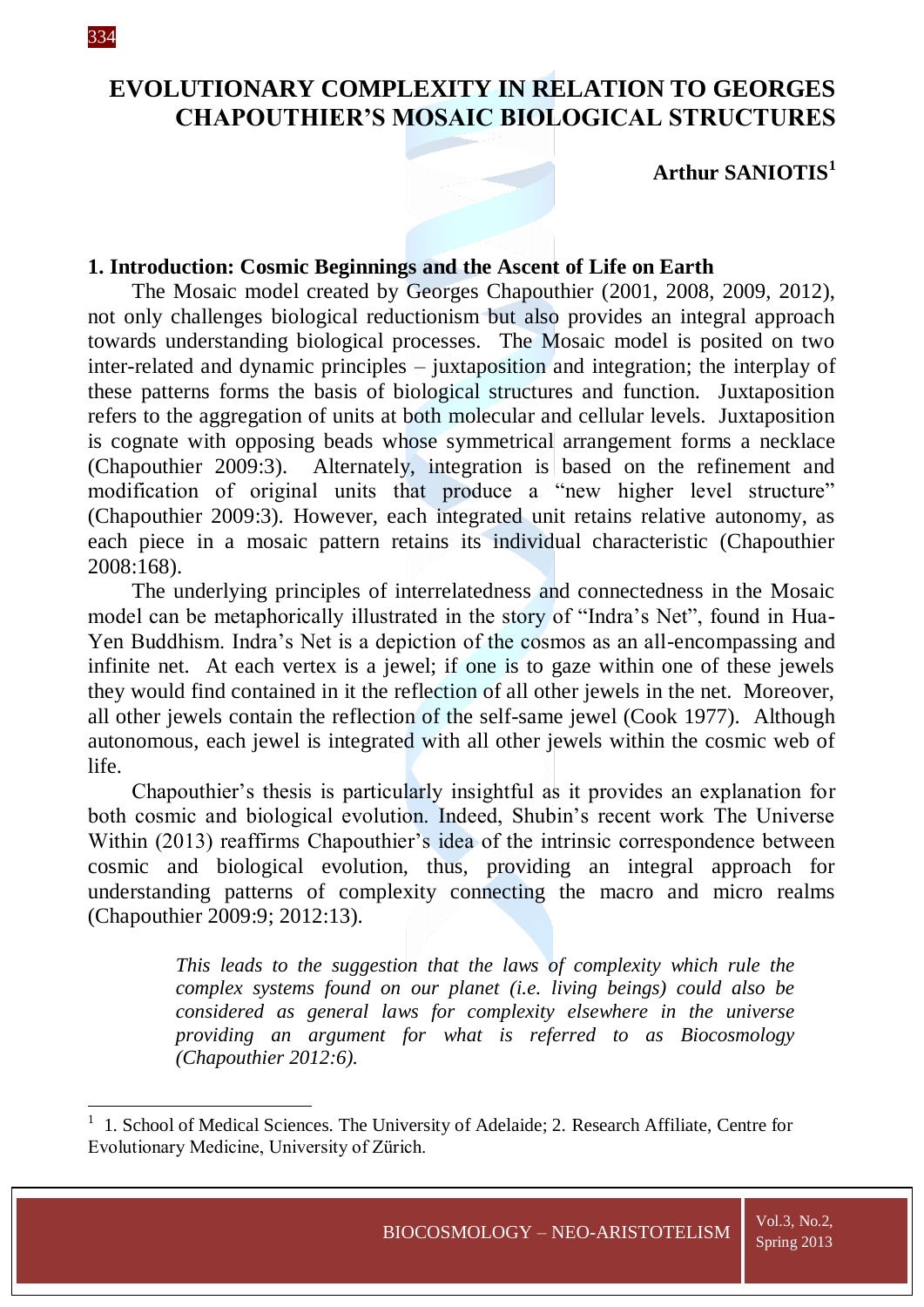# EVOLUTIONARY COMPLEXITY IN RELATION TO GEORGES CHAPOUTHIER'S MOSAIC BIOLOGICAL STRUCTURES

**Arthur SANIOTIS[1]**

## 1. Introduction: Cosmic Beginnings and the Ascent of Life on Earth

The Mosaic model created by Georges Chapouthier (2001, 2008, 2009, 2012), not only challenges biological reductionism but also provides an integral approach towards understanding biological processes. The Mosaic model is posited on two inter-related and dynamic principles – juxtaposition and integration; the interplay of these patterns forms the basis of biological structures and function. Juxtaposition refers to the aggregation of units at both molecular and cellular levels. Juxtaposition is cognate with opposing beads whose symmetrical arrangement forms a necklace (Chapouthier 2009:3). Alternately, integration is based on the refinement and modification of original units that produce a "new higher level structure" (Chapouthier 2009:3). However, each integrated unit retains relative autonomy, as each piece in a mosaic pattern retains its individual characteristic (Chapouthier 2008:168).

The underlying principles of interrelatedness and connectedness in the Mosaic model can be metaphorically illustrated in the story of "Indra's Net", found in Hua-Yen Buddhism. Indra's Net is a depiction of the cosmos as an all-encompassing and infinite net. At each vertex is a jewel; if one is to gaze within one of these jewels they would find contained in it the reflection of all other jewels in the net. Moreover, all other jewels contain the reflection of the self-same jewel (Cook 1977). Although autonomous, each jewel is integrated with all other jewels within the cosmic web of life.

Chapouthier's thesis is particularly insightful as it provides an explanation for both cosmic and biological evolution. Indeed, Shubin's recent work The Universe Within (2013) reaffirms Chapouthier's idea of the intrinsic correspondence between cosmic and biological evolution, thus, providing an integral approach for understanding patterns of complexity connecting the macro and micro realms (Chapouthier 2009:9; 2012:13).

> *This leads to the suggestion that the laws of complexity which rule the complex systems found on our planet (i.e. living beings) could also be considered as general laws for complexity elsewhere in the universe providing an argument for what is referred to as Biocosmology (Chapouthier 2012:6).*

---

[1] 1. School of Medical Sciences. The University of Adelaide; 2. Research Affiliate, Centre for Evolutionary Medicine, University of Zürich.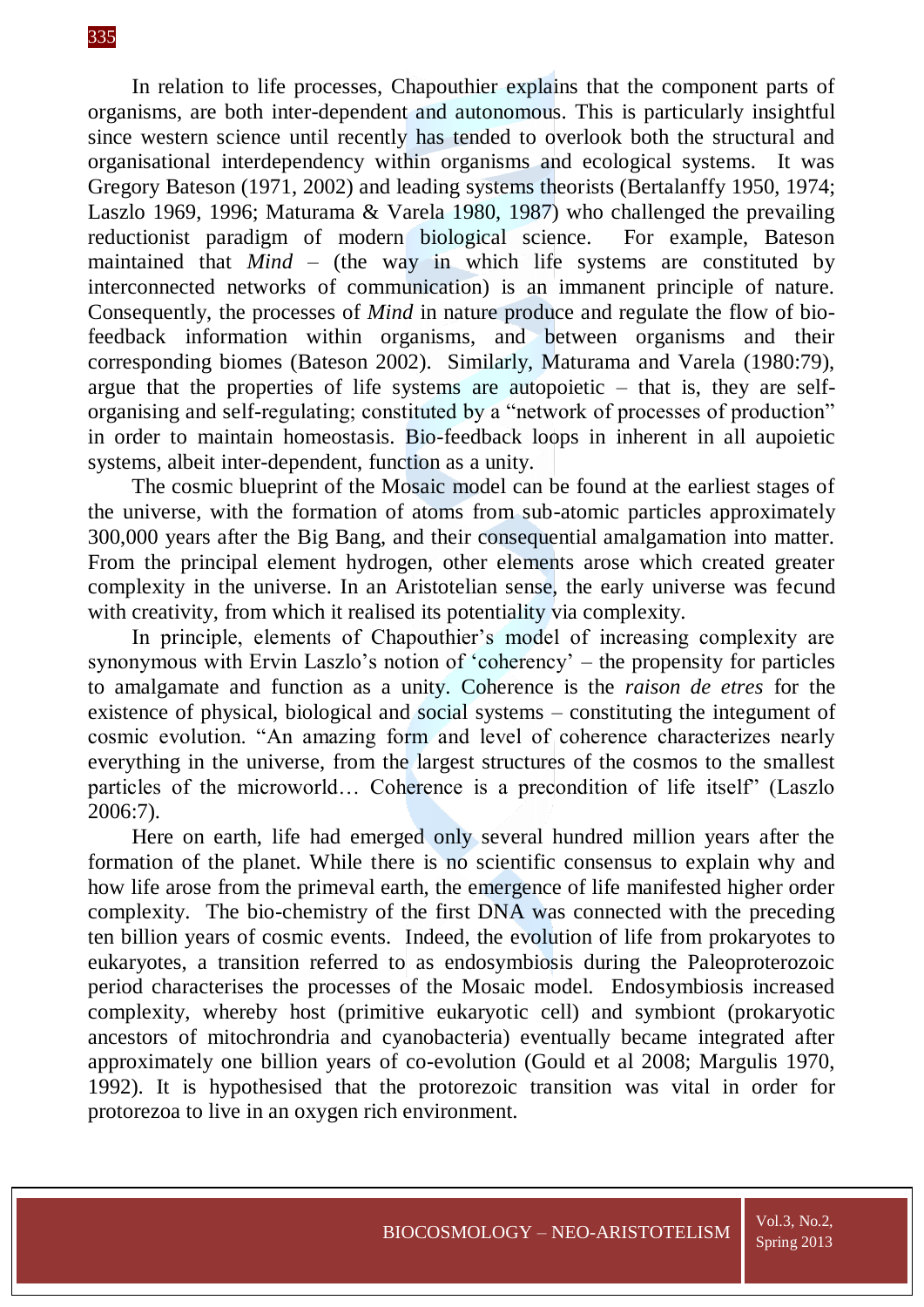In relation to life processes, Chapouthier explains that the component parts of organisms, are both inter-dependent and autonomous. This is particularly insightful since western science until recently has tended to overlook both the structural and organisational interdependency within organisms and ecological systems. It was Gregory Bateson (1971, 2002) and leading systems theorists (Bertalanffy 1950, 1974; Laszlo 1969, 1996; Maturama & Varela 1980, 1987) who challenged the prevailing reductionist paradigm of modern biological science. For example, Bateson maintained that *Mind* – (the way in which life systems are constituted by interconnected networks of communication) is an immanent principle of nature. Consequently, the processes of *Mind* in nature produce and regulate the flow of bio-feedback information within organisms, and between organisms and their corresponding biomes (Bateson 2002). Similarly, Maturama and Varela (1980:79), argue that the properties of life systems are autopoietic – that is, they are self-organising and self-regulating; constituted by a "network of processes of production" in order to maintain homeostasis. Bio-feedback loops in inherent in all aupoietic systems, albeit inter-dependent, function as a unity.

The cosmic blueprint of the Mosaic model can be found at the earliest stages of the universe, with the formation of atoms from sub-atomic particles approximately 300,000 years after the Big Bang, and their consequential amalgamation into matter. From the principal element hydrogen, other elements arose which created greater complexity in the universe. In an Aristotelian sense, the early universe was fecund with creativity, from which it realised its potentiality via complexity.

In principle, elements of Chapouthier's model of increasing complexity are synonymous with Ervin Laszlo's notion of 'coherency' – the propensity for particles to amalgamate and function as a unity. Coherence is the *raison de etres* for the existence of physical, biological and social systems – constituting the integument of cosmic evolution. "An amazing form and level of coherence characterizes nearly everything in the universe, from the largest structures of the cosmos to the smallest particles of the microworld… Coherence is a precondition of life itself" (Laszlo 2006:7).

Here on earth, life had emerged only several hundred million years after the formation of the planet. While there is no scientific consensus to explain why and how life arose from the primeval earth, the emergence of life manifested higher order complexity. The bio-chemistry of the first DNA was connected with the preceding ten billion years of cosmic events. Indeed, the evolution of life from prokaryotes to eukaryotes, a transition referred to as endosymbiosis during the Paleoproterozoic period characterises the processes of the Mosaic model. Endosymbiosis increased complexity, whereby host (primitive eukaryotic cell) and symbiont (prokaryotic ancestors of mitochrondria and cyanobacteria) eventually became integrated after approximately one billion years of co-evolution (Gould et al 2008; Margulis 1970, 1992). It is hypothesised that the protorezoic transition was vital in order for protorezoa to live in an oxygen rich environment.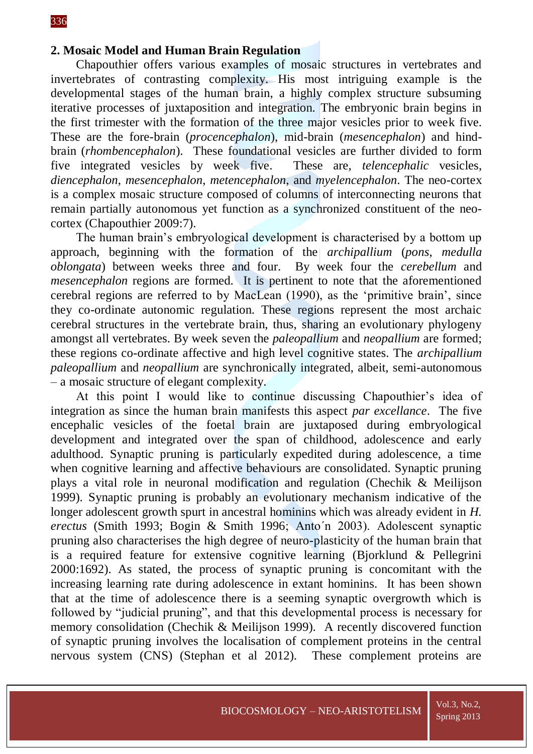## 2. Mosaic Model and Human Brain Regulation

Chapouthier offers various examples of mosaic structures in vertebrates and invertebrates of contrasting complexity. His most intriguing example is the developmental stages of the human brain, a highly complex structure subsuming iterative processes of juxtaposition and integration. The embryonic brain begins in the first trimester with the formation of the three major vesicles prior to week five. These are the fore-brain (*procencephalon*), mid-brain (*mesencephalon*) and hind-brain (*rhombencephalon*). These foundational vesicles are further divided to form five integrated vesicles by week five. These are, *telencephalic* vesicles, *diencephalon*, *mesencephalon*, *metencephalon*, and *myelencephalon*. The neo-cortex is a complex mosaic structure composed of columns of interconnecting neurons that remain partially autonomous yet function as a synchronized constituent of the neo-cortex (Chapouthier 2009:7).

The human brain's embryological development is characterised by a bottom up approach, beginning with the formation of the *archipallium* (*pons*, *medulla oblongata*) between weeks three and four. By week four the *cerebellum* and *mesencephalon* regions are formed. It is pertinent to note that the aforementioned cerebral regions are referred to by MacLean (1990), as the 'primitive brain', since they co-ordinate autonomic regulation. These regions represent the most archaic cerebral structures in the vertebrate brain, thus, sharing an evolutionary phylogeny amongst all vertebrates. By week seven the *paleopallium* and *neopallium* are formed; these regions co-ordinate affective and high level cognitive states. The *archipallium paleopallium* and *neopallium* are synchronically integrated, albeit, semi-autonomous – a mosaic structure of elegant complexity.

At this point I would like to continue discussing Chapouthier's idea of integration as since the human brain manifests this aspect *par excellance*. The five encephalic vesicles of the foetal brain are juxtaposed during embryological development and integrated over the span of childhood, adolescence and early adulthood. Synaptic pruning is particularly expedited during adolescence, a time when cognitive learning and affective behaviours are consolidated. Synaptic pruning plays a vital role in neuronal modification and regulation (Chechik & Meilijson 1999). Synaptic pruning is probably an evolutionary mechanism indicative of the longer adolescent growth spurt in ancestral hominins which was already evident in *H. erectus* (Smith 1993; Bogin & Smith 1996; Anto´n 2003). Adolescent synaptic pruning also characterises the high degree of neuro-plasticity of the human brain that is a required feature for extensive cognitive learning (Bjorklund & Pellegrini 2000:1692). As stated, the process of synaptic pruning is concomitant with the increasing learning rate during adolescence in extant hominins. It has been shown that at the time of adolescence there is a seeming synaptic overgrowth which is followed by "judicial pruning", and that this developmental process is necessary for memory consolidation (Chechik & Meilijson 1999). A recently discovered function of synaptic pruning involves the localisation of complement proteins in the central nervous system (CNS) (Stephan et al 2012). These complement proteins are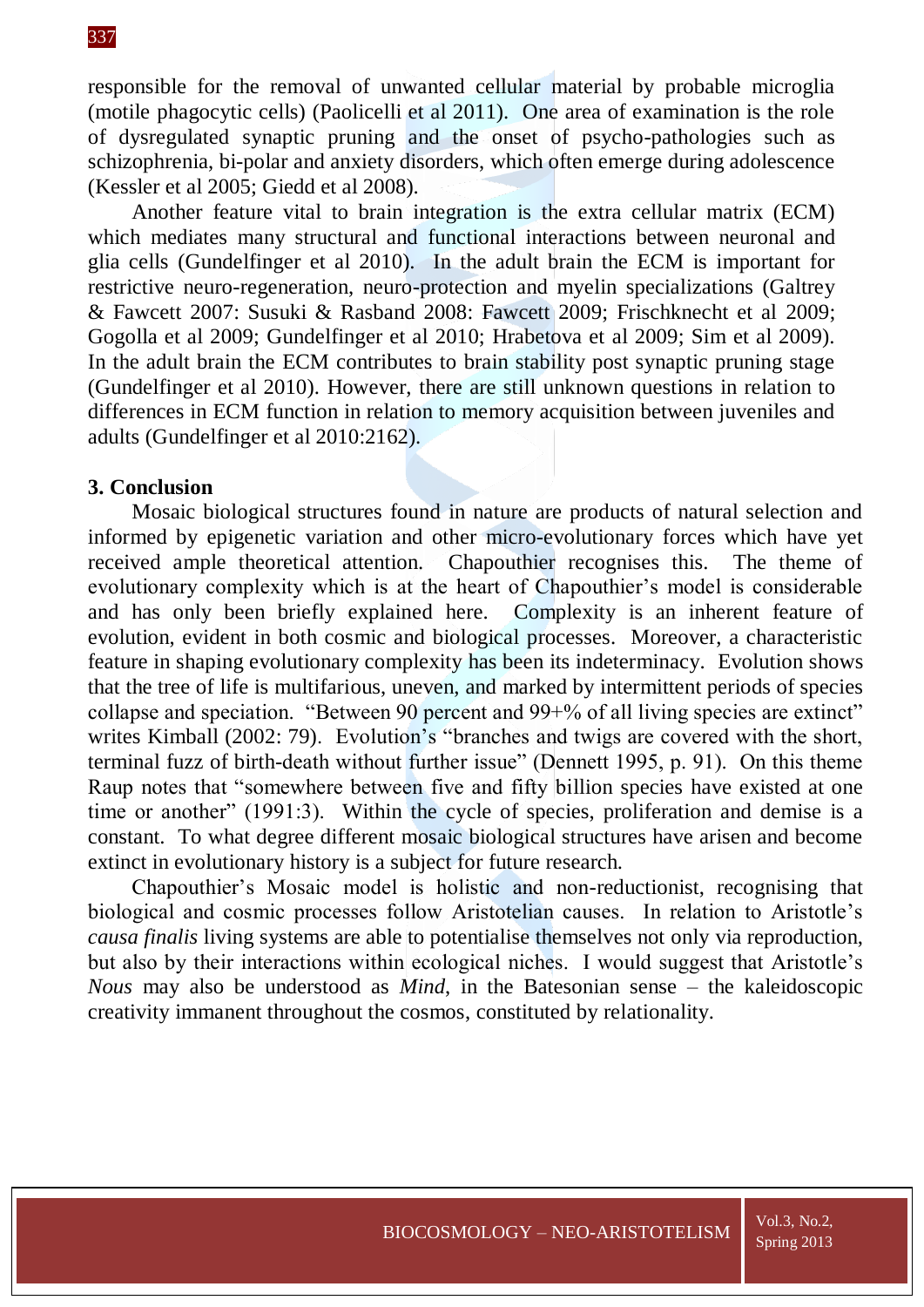responsible for the removal of unwanted cellular material by probable microglia (motile phagocytic cells) (Paolicelli et al 2011). One area of examination is the role of dysregulated synaptic pruning and the onset of psycho-pathologies such as schizophrenia, bi-polar and anxiety disorders, which often emerge during adolescence (Kessler et al 2005; Giedd et al 2008).

Another feature vital to brain integration is the extra cellular matrix (ECM) which mediates many structural and functional interactions between neuronal and glia cells (Gundelfinger et al 2010). In the adult brain the ECM is important for restrictive neuro-regeneration, neuro-protection and myelin specializations (Galtrey & Fawcett 2007: Susuki & Rasband 2008: Fawcett 2009; Frischknecht et al 2009; Gogolla et al 2009; Gundelfinger et al 2010; Hrabetova et al 2009; Sim et al 2009). In the adult brain the ECM contributes to brain stability post synaptic pruning stage (Gundelfinger et al 2010). However, there are still unknown questions in relation to differences in ECM function in relation to memory acquisition between juveniles and adults (Gundelfinger et al 2010:2162).

## 3. Conclusion

Mosaic biological structures found in nature are products of natural selection and informed by epigenetic variation and other micro-evolutionary forces which have yet received ample theoretical attention. Chapouthier recognises this. The theme of evolutionary complexity which is at the heart of Chapouthier's model is considerable and has only been briefly explained here. Complexity is an inherent feature of evolution, evident in both cosmic and biological processes. Moreover, a characteristic feature in shaping evolutionary complexity has been its indeterminacy. Evolution shows that the tree of life is multifarious, uneven, and marked by intermittent periods of species collapse and speciation. "Between 90 percent and 99+% of all living species are extinct" writes Kimball (2002: 79). Evolution's "branches and twigs are covered with the short, terminal fuzz of birth-death without further issue" (Dennett 1995, p. 91). On this theme Raup notes that "somewhere between five and fifty billion species have existed at one time or another" (1991:3). Within the cycle of species, proliferation and demise is a constant. To what degree different mosaic biological structures have arisen and become extinct in evolutionary history is a subject for future research.

Chapouthier's Mosaic model is holistic and non-reductionist, recognising that biological and cosmic processes follow Aristotelian causes. In relation to Aristotle's *causa finalis* living systems are able to potentialise themselves not only via reproduction, but also by their interactions within ecological niches. I would suggest that Aristotle's *Nous* may also be understood as *Mind*, in the Batesonian sense – the kaleidoscopic creativity immanent throughout the cosmos, constituted by relationality.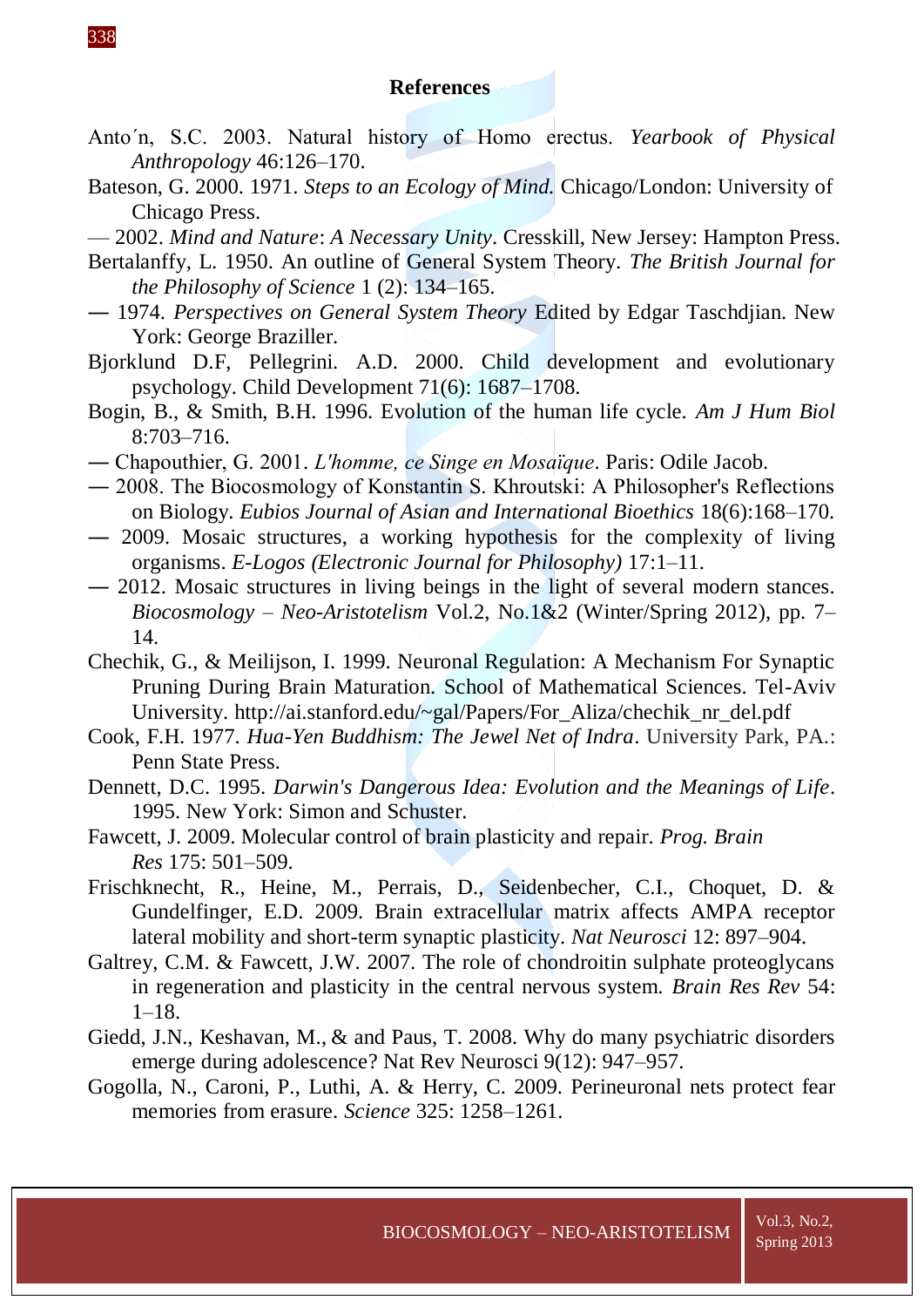## References

Anto´n, S.C. 2003. Natural history of Homo erectus. *Yearbook of Physical Anthropology* 46:126–170.

Bateson, G. 2000. 1971. *Steps to an Ecology of Mind.* Chicago/London: University of Chicago Press.

— 2002. *Mind and Nature*: *A Necessary Unity*. Cresskill, New Jersey: Hampton Press.

Bertalanffy, L. 1950. An outline of General System Theory. *The British Journal for the Philosophy of Science* 1 (2): 134–165.

— 1974. *Perspectives on General System Theory* Edited by Edgar Taschdjian. New York: George Braziller.

Bjorklund D.F, Pellegrini. A.D. 2000. Child development and evolutionary psychology. Child Development 71(6): 1687–1708.

Bogin, B., & Smith, B.H. 1996. Evolution of the human life cycle. *Am J Hum Biol* 8:703–716.

— Chapouthier, G. 2001. *L'homme, ce Singe en Mosaïque*. Paris: Odile Jacob.

— 2008. The Biocosmology of Konstantin S. Khroutski: A Philosopher's Reflections on Biology. *Eubios Journal of Asian and International Bioethics* 18(6):168–170.

— 2009. Mosaic structures, a working hypothesis for the complexity of living organisms. *E-Logos (Electronic Journal for Philosophy)* 17:1–11.

— 2012. Mosaic structures in living beings in the light of several modern stances. *Biocosmology – Neo-Aristotelism* Vol.2, No.1&2 (Winter/Spring 2012), pp. 7–14.

Chechik, G., & Meilijson, I. 1999. Neuronal Regulation: A Mechanism For Synaptic Pruning During Brain Maturation. School of Mathematical Sciences. Tel-Aviv University. http://ai.stanford.edu/~gal/Papers/For_Aliza/chechik_nr_del.pdf

Cook, F.H. 1977. *Hua-Yen Buddhism: The Jewel Net of Indra*. University Park, PA.: Penn State Press.

Dennett, D.C. 1995. *Darwin's Dangerous Idea: Evolution and the Meanings of Life*. 1995. New York: Simon and Schuster.

Fawcett, J. 2009. Molecular control of brain plasticity and repair. *Prog. Brain Res* 175: 501–509.

Frischknecht, R., Heine, M., Perrais, D., Seidenbecher, C.I., Choquet, D. & Gundelfinger, E.D. 2009. Brain extracellular matrix affects AMPA receptor lateral mobility and short-term synaptic plasticity. *Nat Neurosci* 12: 897–904.

Galtrey, C.M. & Fawcett, J.W. 2007. The role of chondroitin sulphate proteoglycans in regeneration and plasticity in the central nervous system. *Brain Res Rev* 54: 1–18.

Giedd, J.N., Keshavan, M., & and Paus, T. 2008. Why do many psychiatric disorders emerge during adolescence? Nat Rev Neurosci 9(12): 947–957.

Gogolla, N., Caroni, P., Luthi, A. & Herry, C. 2009. Perineuronal nets protect fear memories from erasure. *Science* 325: 1258–1261.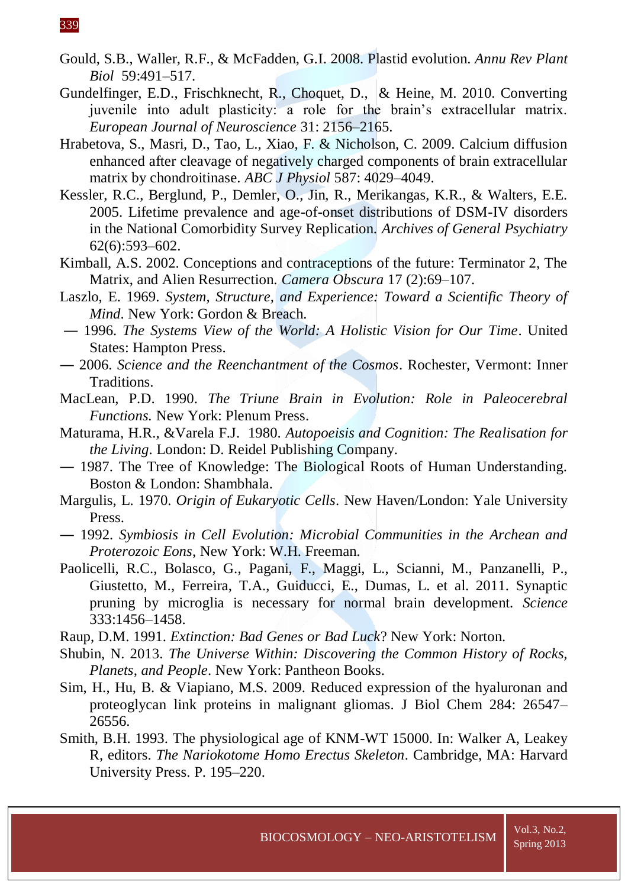Gould, S.B., Waller, R.F., & McFadden, G.I. 2008. Plastid evolution. *Annu Rev Plant Biol* 59:491–517.

Gundelfinger, E.D., Frischknecht, R., Choquet, D., & Heine, M. 2010. Converting juvenile into adult plasticity: a role for the brain's extracellular matrix. *European Journal of Neuroscience* 31: 2156–2165.

Hrabetova, S., Masri, D., Tao, L., Xiao, F. & Nicholson, C. 2009. Calcium diffusion enhanced after cleavage of negatively charged components of brain extracellular matrix by chondroitinase. *ABC J Physiol* 587: 4029–4049.

Kessler, R.C., Berglund, P., Demler, O., Jin, R., Merikangas, K.R., & Walters, E.E. 2005. Lifetime prevalence and age-of-onset distributions of DSM-IV disorders in the National Comorbidity Survey Replication. *Archives of General Psychiatry* 62(6):593–602.

Kimball, A.S. 2002. Conceptions and contraceptions of the future: Terminator 2, The Matrix, and Alien Resurrection. *Camera Obscura* 17 (2):69–107.

Laszlo, E. 1969. *System, Structure, and Experience: Toward a Scientific Theory of Mind*. New York: Gordon & Breach.

— 1996. *The Systems View of the World: A Holistic Vision for Our Time*. United States: Hampton Press.

— 2006. *Science and the Reenchantment of the Cosmos*. Rochester, Vermont: Inner Traditions.

MacLean, P.D. 1990. *The Triune Brain in Evolution: Role in Paleocerebral Functions.* New York: Plenum Press.

Maturama, H.R., &Varela F.J. 1980. *Autopoeisis and Cognition: The Realisation for the Living*. London: D. Reidel Publishing Company.

— 1987. The Tree of Knowledge: The Biological Roots of Human Understanding. Boston & London: Shambhala.

Margulis, L. 1970. *Origin of Eukaryotic Cells*. New Haven/London: Yale University Press.

— 1992. *Symbiosis in Cell Evolution: Microbial Communities in the Archean and Proterozoic Eons*, New York: W.H. Freeman.

Paolicelli, R.C., Bolasco, G., Pagani, F., Maggi, L., Scianni, M., Panzanelli, P., Giustetto, M., Ferreira, T.A., Guiducci, E., Dumas, L. et al. 2011. Synaptic pruning by microglia is necessary for normal brain development. *Science* 333:1456–1458.

Raup, D.M. 1991. *Extinction: Bad Genes or Bad Luck*? New York: Norton.

Shubin, N. 2013. *The Universe Within: Discovering the Common History of Rocks, Planets, and People*. New York: Pantheon Books.

Sim, H., Hu, B. & Viapiano, M.S. 2009. Reduced expression of the hyaluronan and proteoglycan link proteins in malignant gliomas. J Biol Chem 284: 26547–26556.

Smith, B.H. 1993. The physiological age of KNM-WT 15000. In: Walker A, Leakey R, editors. *The Nariokotome Homo Erectus Skeleton*. Cambridge, MA: Harvard University Press. P. 195–220.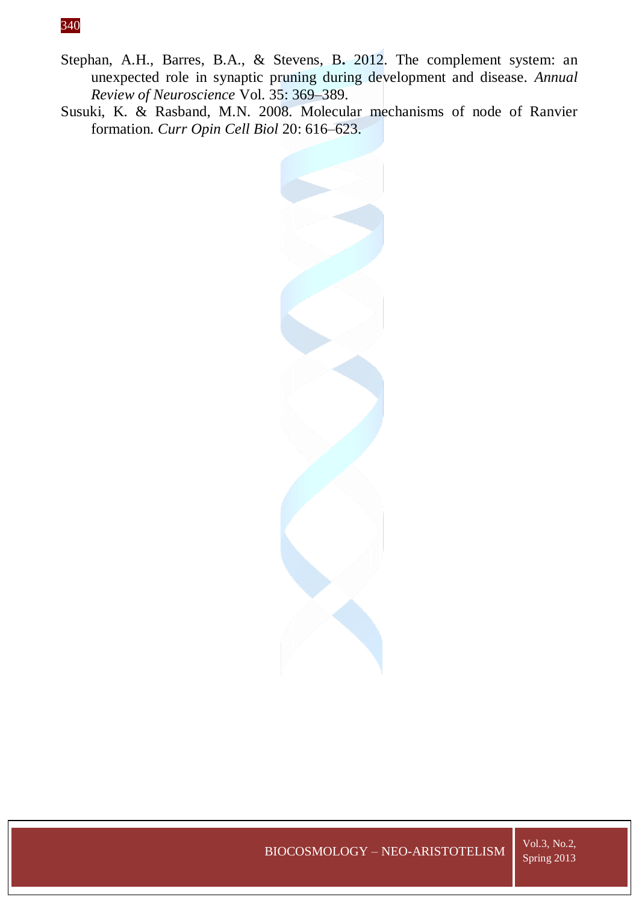Stephan, A.H., Barres, B.A., & Stevens, B. 2012. The complement system: an unexpected role in synaptic pruning during development and disease. *Annual Review of Neuroscience* Vol. 35: 369–389.

Susuki, K. & Rasband, M.N. 2008. Molecular mechanisms of node of Ranvier formation. *Curr Opin Cell Biol* 20: 616–623.